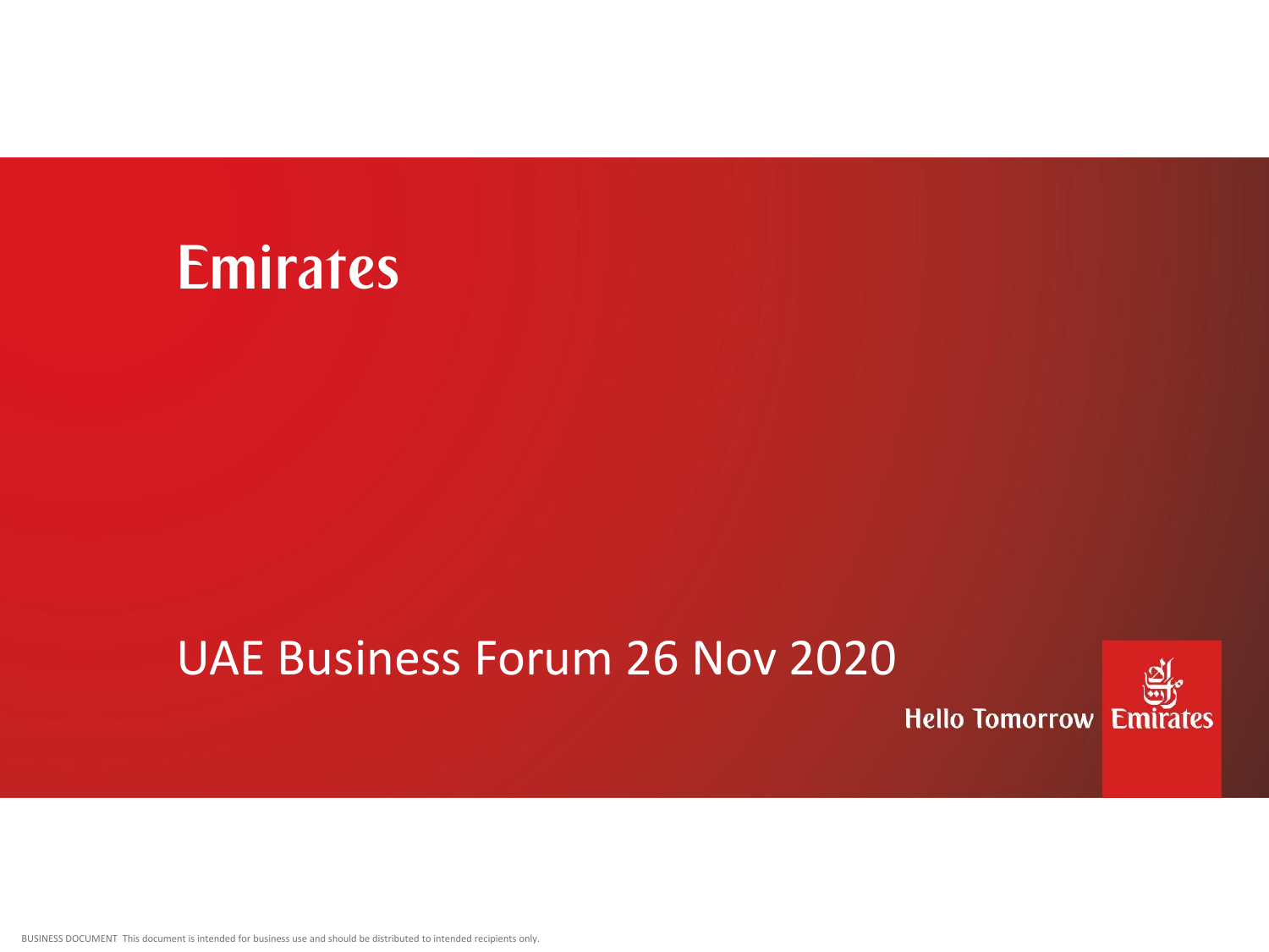# Emirates

## UAE Business Forum 26 Nov 2020

Hello Tomorrow Emirates

BUSINESS DOCUMENT This document is intended for business use and should be distributed to intended recipients only.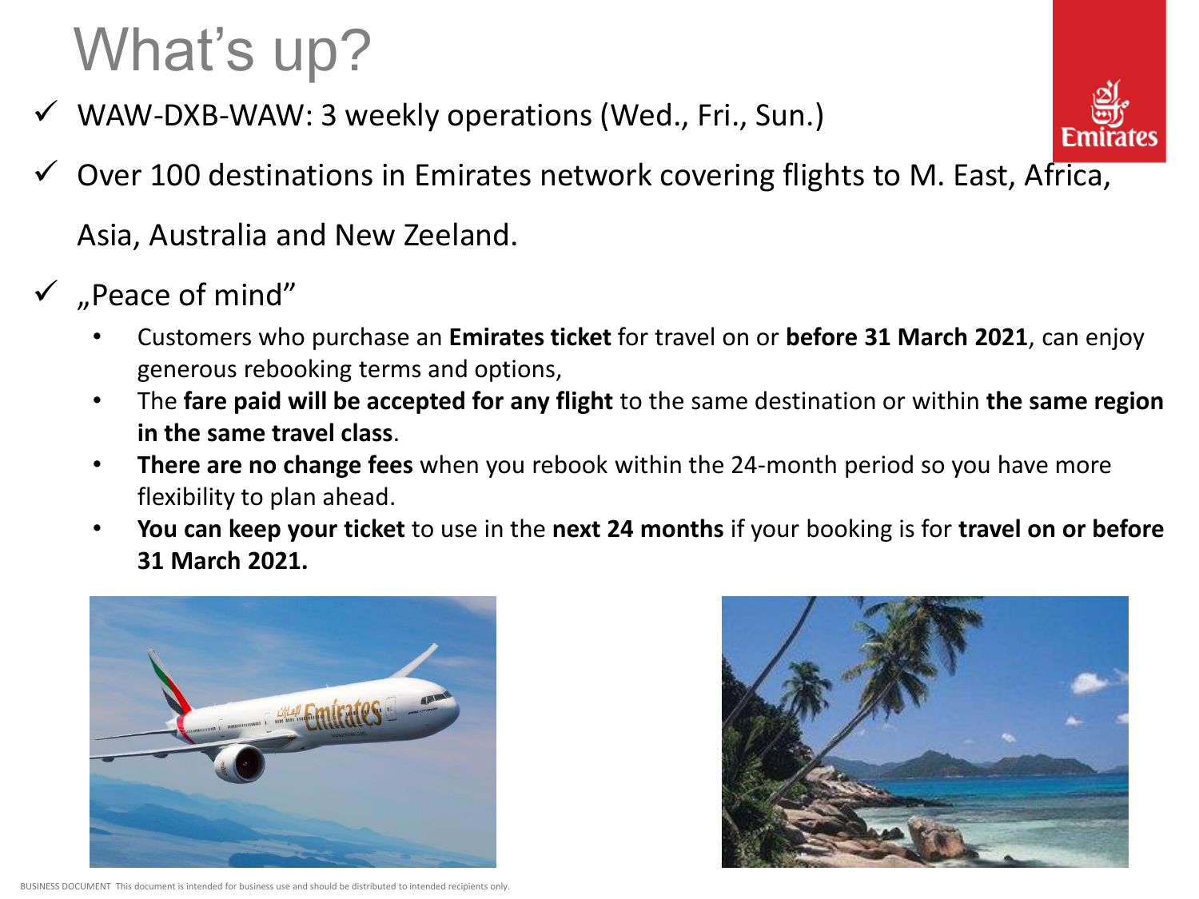# What's up?

- ✓ WAW-DXB-WAW: 3 weekly operations (Wed., Fri., Sun.)
- ✓ Over 100 destinations in Emirates network covering flights to M. East, Africa, Asia, Australia and New Zeeland.
- ✓ „Peace of mind"
  - Customers who purchase an **Emirates ticket** for travel on or **before 31 March 2021**, can enjoy generous rebooking terms and options,
  - The **fare paid will be accepted for any flight** to the same destination or within **the same region in the same travel class**.
  - **There are no change fees** when you rebook within the 24-month period so you have more flexibility to plan ahead.
  - **You can keep your ticket** to use in the **next 24 months** if your booking is for **travel on or before 31 March 2021.**

BUSINESS DOCUMENT This document is intended for business use and should be distributed to intended recipients only.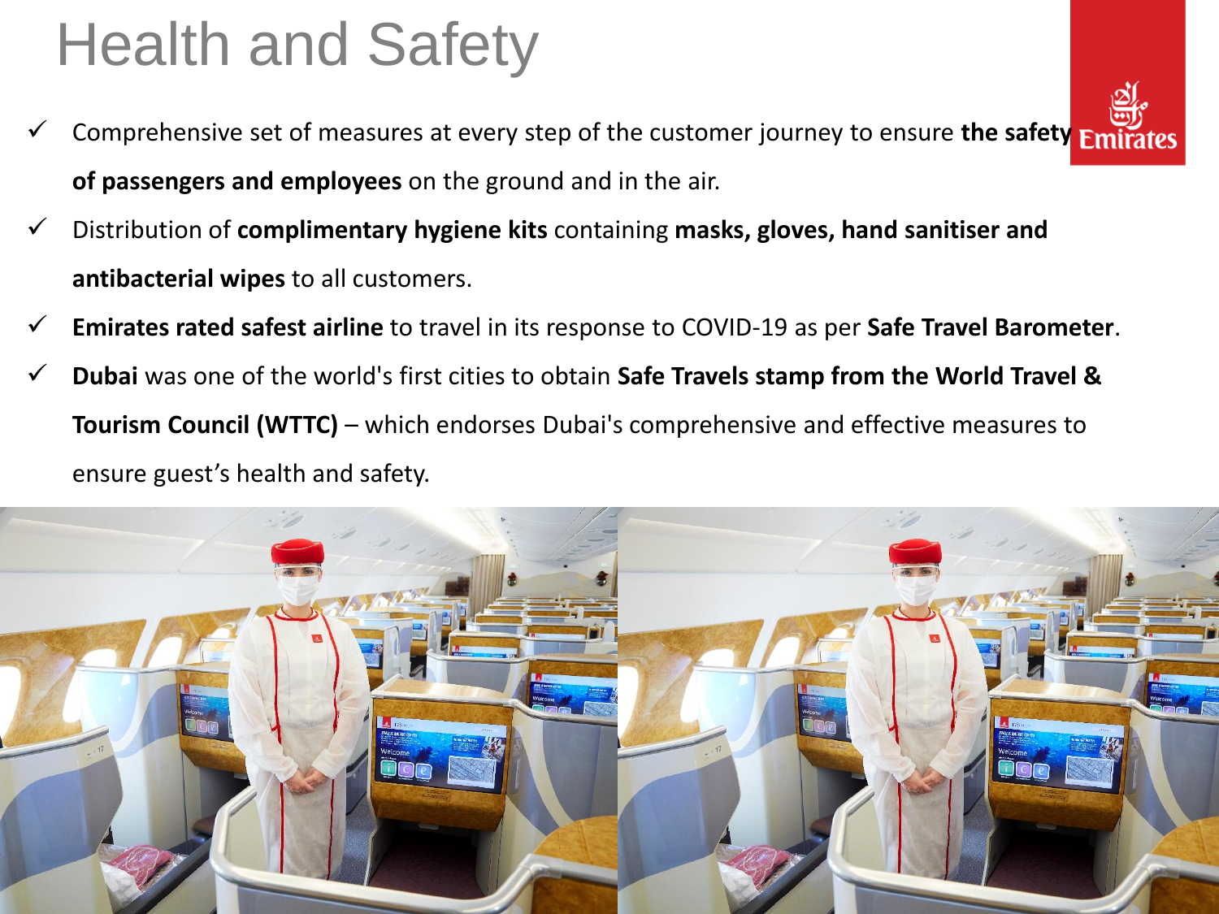# Health and Safety

- ✓ Comprehensive set of measures at every step of the customer journey to ensure **the safety of passengers and employees** on the ground and in the air.
- ✓ Distribution of **complimentary hygiene kits** containing **masks, gloves, hand sanitiser and antibacterial wipes** to all customers.
- ✓ **Emirates rated safest airline** to travel in its response to COVID-19 as per **Safe Travel Barometer**.
- ✓ **Dubai** was one of the world's first cities to obtain **Safe Travels stamp from the World Travel & Tourism Council (WTTC)** – which endorses Dubai's comprehensive and effective measures to ensure guest's health and safety.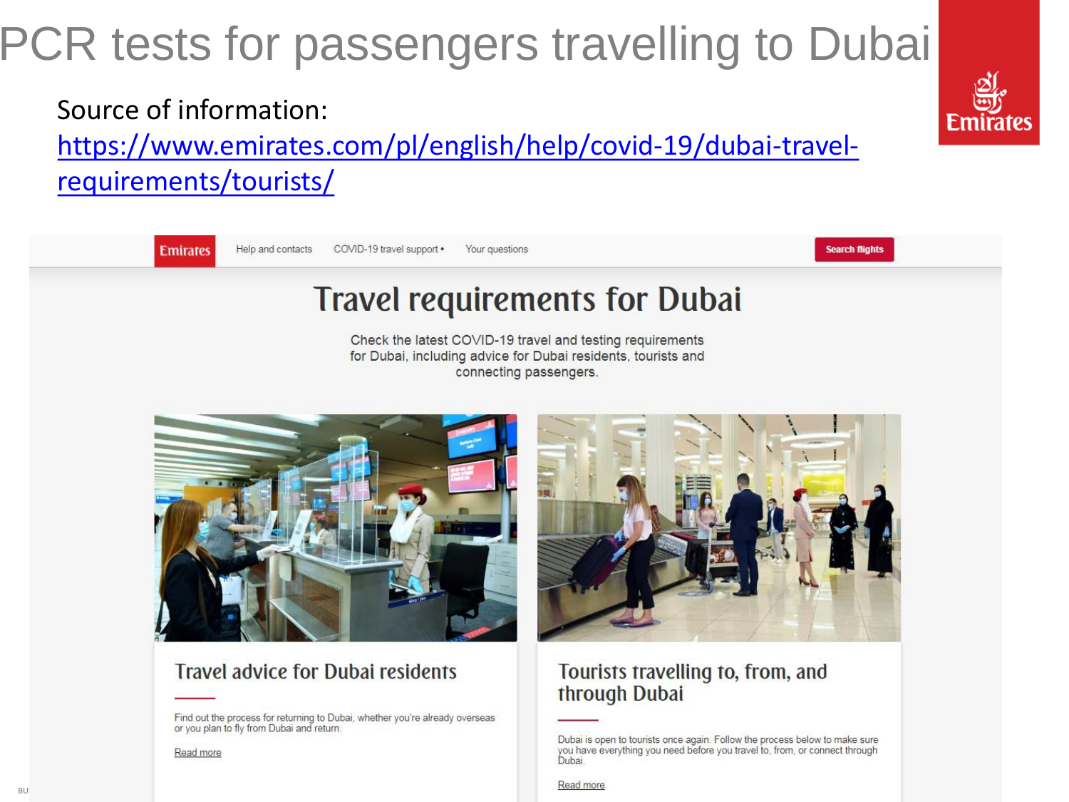# PCR tests for passengers travelling to Dubai

Source of information: [https://www.emirates.com/pl/english/help/covid-19/dubai-travel-requirements/tourists/](https://www.emirates.com/pl/english/help/covid-19/dubai-travel-requirements/tourists/)

Emirates | Help and contacts | COVID-19 travel support • | Your questions | Search flights

## Travel requirements for Dubai

Check the latest COVID-19 travel and testing requirements for Dubai, including advice for Dubai residents, tourists and connecting passengers.

### Travel advice for Dubai residents

Find out the process for returning to Dubai, whether you're already overseas or you plan to fly from Dubai and return.

Read more

### Tourists travelling to, from, and through Dubai

Dubai is open to tourists once again. Follow the process below to make sure you have everything you need before you travel to, from, or connect through Dubai.

Read more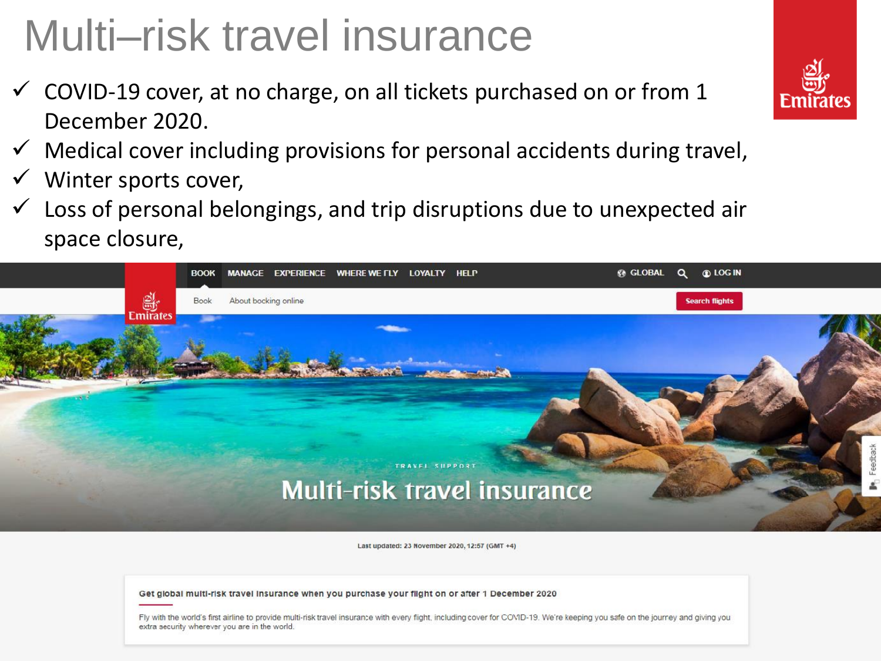# Multi–risk travel insurance

- ✓ COVID-19 cover, at no charge, on all tickets purchased on or from 1 December 2020.
- ✓ Medical cover including provisions for personal accidents during travel,
- ✓ Winter sports cover,
- ✓ Loss of personal belongings, and trip disruptions due to unexpected air space closure,

BOOK MANAGE EXPERIENCE WHERE WE FLY LOYALTY HELP GLOBAL LOG IN

Book About booking online Search flights

TRAVEL SUPPORT

## Multi-risk travel insurance

Last updated: 23 November 2020, 12:57 (GMT +4)

**Get global multi-risk travel insurance when you purchase your flight on or after 1 December 2020**

Fly with the world's first airline to provide multi-risk travel insurance with every flight, including cover for COVID-19. We're keeping you safe on the journey and giving you extra security wherever you are in the world.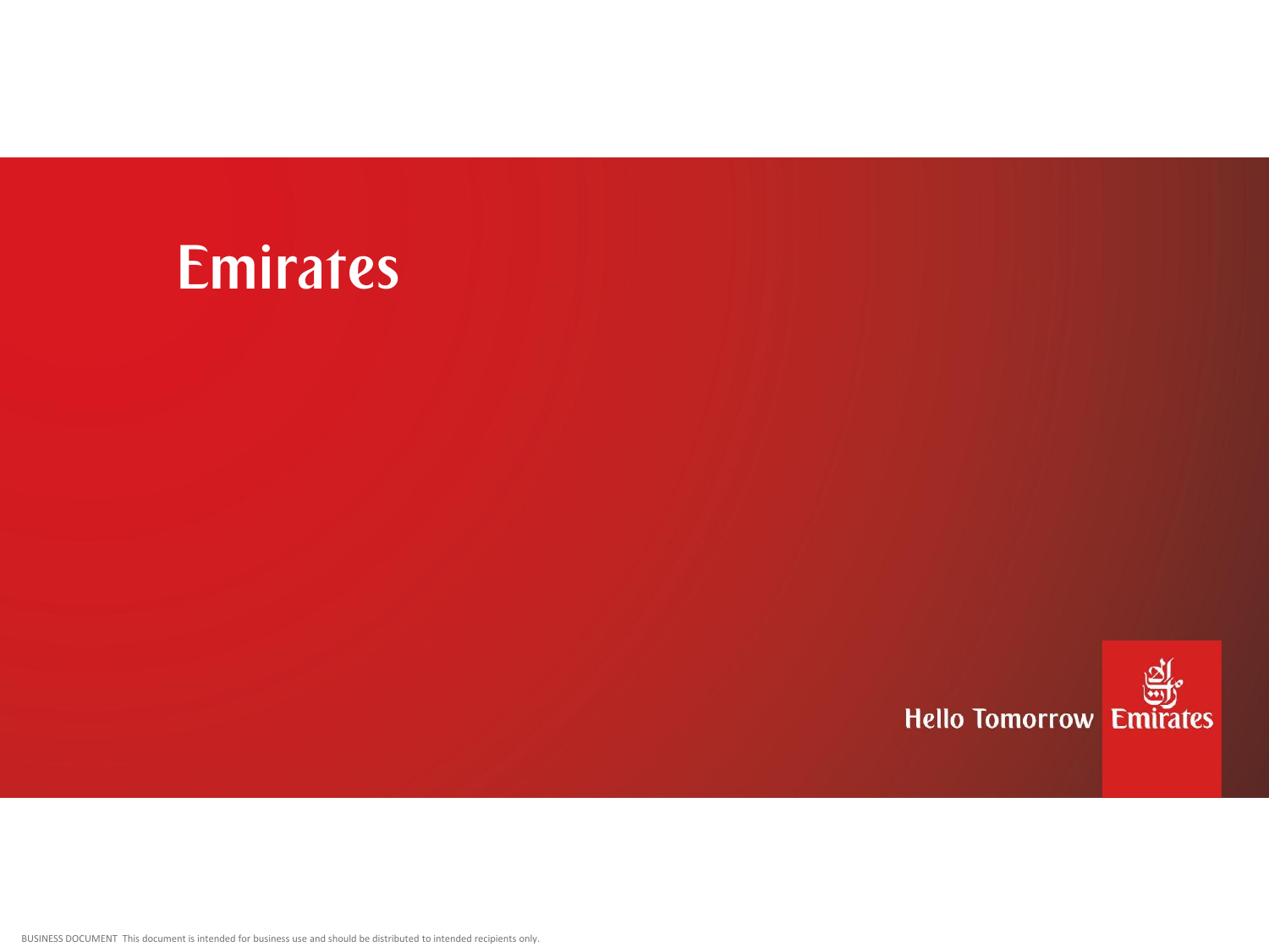# Emirates

Hello Tomorrow Emirates

BUSINESS DOCUMENT This document is intended for business use and should be distributed to intended recipients only.